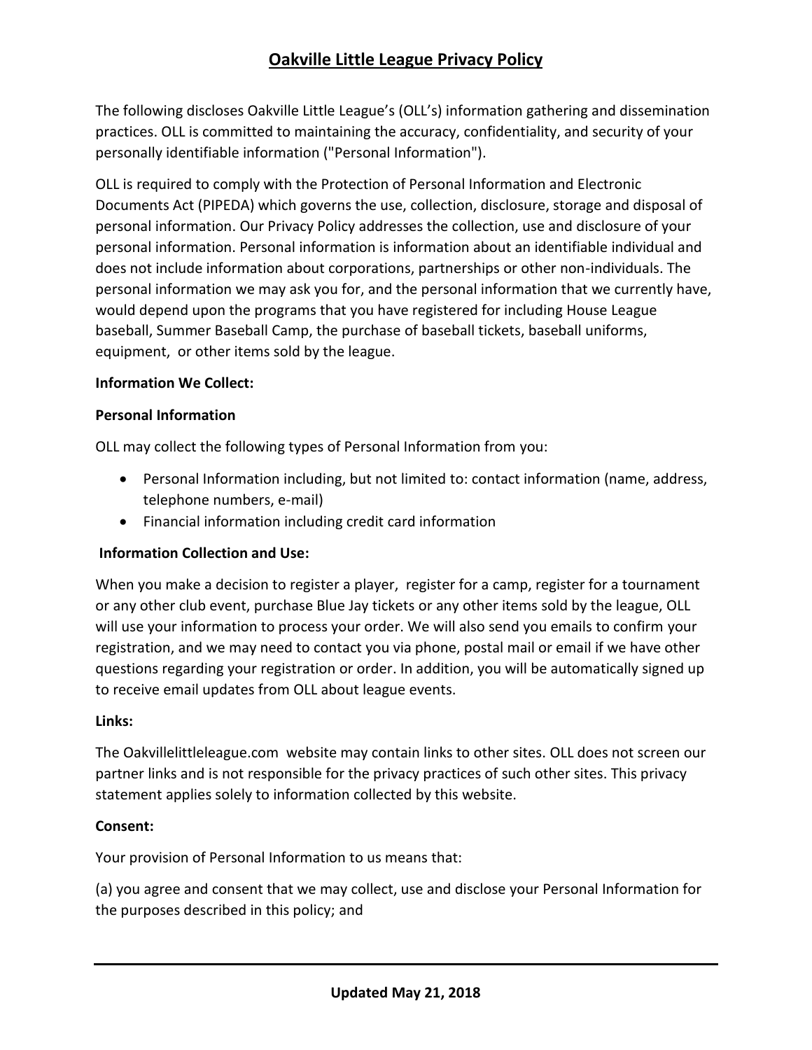# Oakville Little League Privacy Policy

The following discloses Oakville Little League's (OLL's) information gathering and dissemination practices. OLL is committed to maintaining the accuracy, confidentiality, and security of your personally identifiable information ("Personal Information").

OLL is required to comply with the Protection of Personal Information and Electronic Documents Act (PIPEDA) which governs the use, collection, disclosure, storage and disposal of personal information. Our Privacy Policy addresses the collection, use and disclosure of your personal information. Personal information is information about an identifiable individual and does not include information about corporations, partnerships or other non-individuals. The personal information we may ask you for, and the personal information that we currently have, would depend upon the programs that you have registered for including House League baseball, Summer Baseball Camp, the purchase of baseball tickets, baseball uniforms, equipment, or other items sold by the league.

**Information We Collect:**

**Personal Information**

OLL may collect the following types of Personal Information from you:

- Personal Information including, but not limited to: contact information (name, address, telephone numbers, e-mail)
- Financial information including credit card information

**Information Collection and Use:**

When you make a decision to register a player, register for a camp, register for a tournament or any other club event, purchase Blue Jay tickets or any other items sold by the league, OLL will use your information to process your order. We will also send you emails to confirm your registration, and we may need to contact you via phone, postal mail or email if we have other questions regarding your registration or order. In addition, you will be automatically signed up to receive email updates from OLL about league events.

**Links:**

The Oakvillelittleleague.com website may contain links to other sites. OLL does not screen our partner links and is not responsible for the privacy practices of such other sites. This privacy statement applies solely to information collected by this website.

**Consent:**

Your provision of Personal Information to us means that:

(a) you agree and consent that we may collect, use and disclose your Personal Information for the purposes described in this policy; and

**Updated May 21, 2018**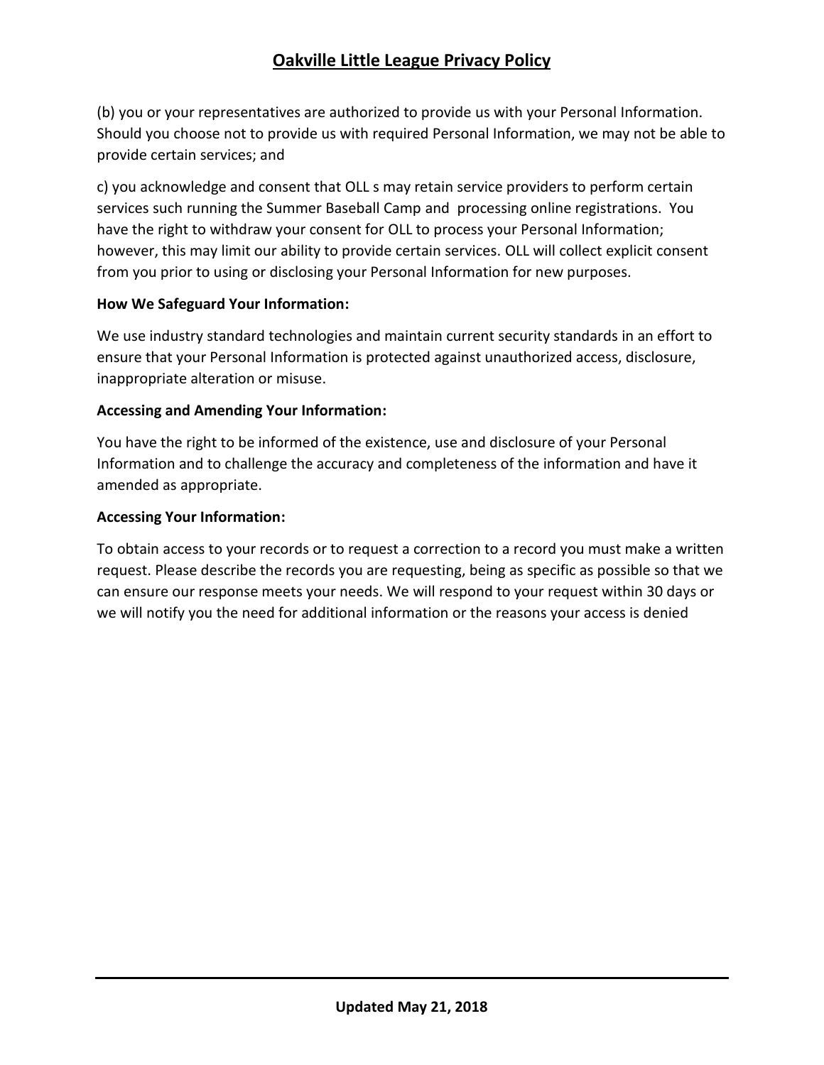(b) you or your representatives are authorized to provide us with your Personal Information. Should you choose not to provide us with required Personal Information, we may not be able to provide certain services; and

c) you acknowledge and consent that OLL s may retain service providers to perform certain services such running the Summer Baseball Camp and processing online registrations. You have the right to withdraw your consent for OLL to process your Personal Information; however, this may limit our ability to provide certain services. OLL will collect explicit consent from you prior to using or disclosing your Personal Information for new purposes.

**How We Safeguard Your Information:**

We use industry standard technologies and maintain current security standards in an effort to ensure that your Personal Information is protected against unauthorized access, disclosure, inappropriate alteration or misuse.

**Accessing and Amending Your Information:**

You have the right to be informed of the existence, use and disclosure of your Personal Information and to challenge the accuracy and completeness of the information and have it amended as appropriate.

**Accessing Your Information:**

To obtain access to your records or to request a correction to a record you must make a written request. Please describe the records you are requesting, being as specific as possible so that we can ensure our response meets your needs. We will respond to your request within 30 days or we will notify you the need for additional information or the reasons your access is denied

**Updated May 21, 2018**